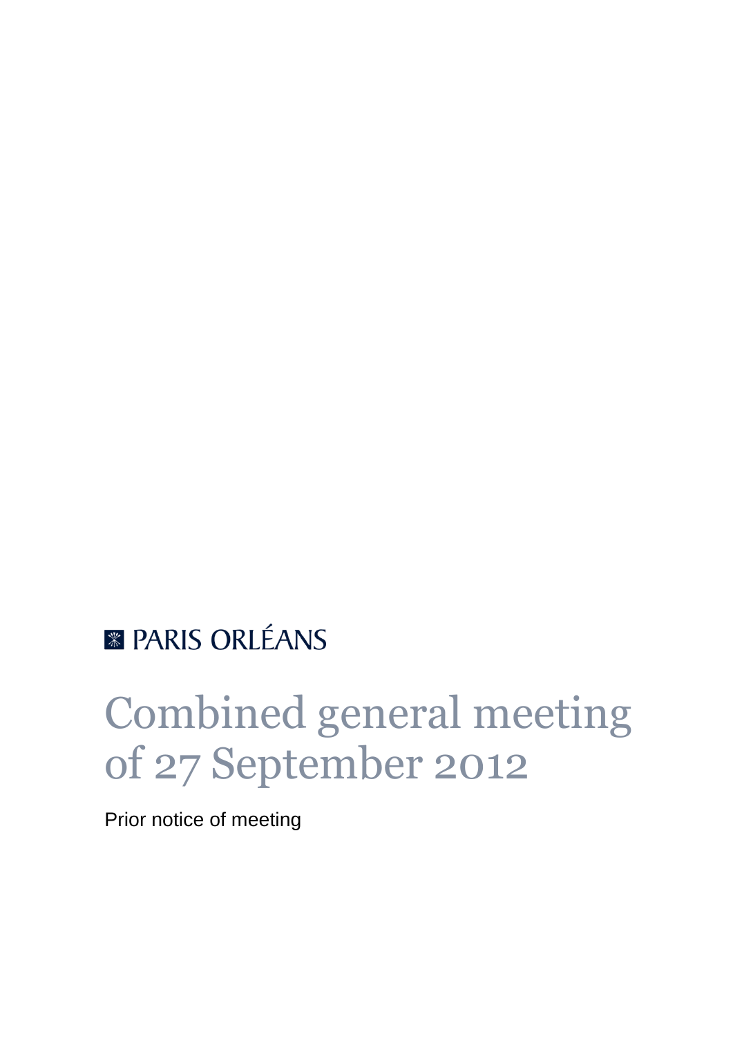PARIS ORLÉANS

# Combined general meeting of 27 September 2012

Prior notice of meeting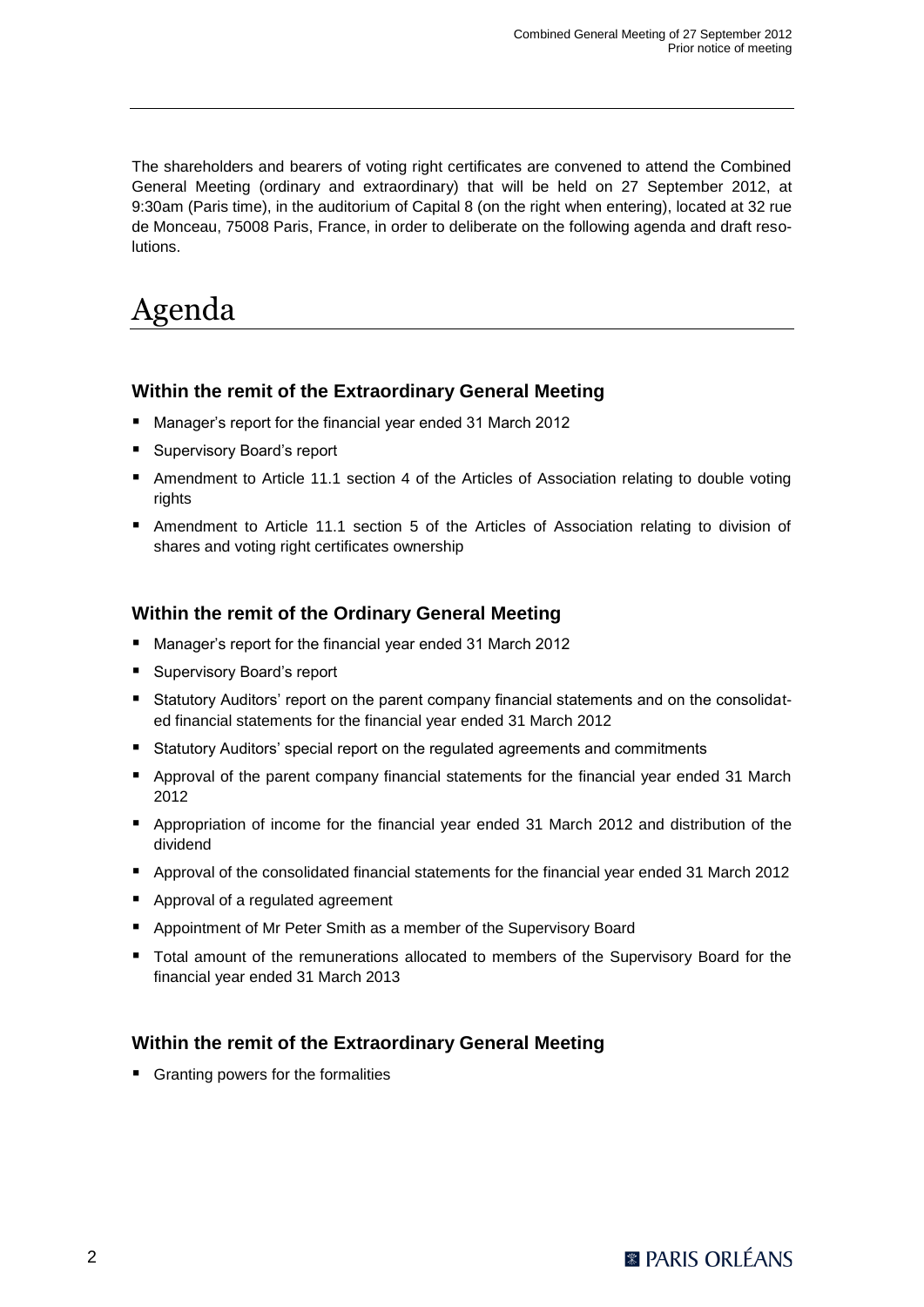The shareholders and bearers of voting right certificates are convened to attend the Combined General Meeting (ordinary and extraordinary) that will be held on 27 September 2012, at 9:30am (Paris time), in the auditorium of Capital 8 (on the right when entering), located at 32 rue de Monceau, 75008 Paris, France, in order to deliberate on the following agenda and draft resolutions.

# Agenda

### Within the remit of the Extraordinary General Meeting

- Manager's report for the financial year ended 31 March 2012
- Supervisory Board's report
- Amendment to Article 11.1 section 4 of the Articles of Association relating to double voting rights
- Amendment to Article 11.1 section 5 of the Articles of Association relating to division of shares and voting right certificates ownership

### Within the remit of the Ordinary General Meeting

- Manager's report for the financial year ended 31 March 2012
- Supervisory Board's report
- Statutory Auditors' report on the parent company financial statements and on the consolidated financial statements for the financial year ended 31 March 2012
- Statutory Auditors' special report on the regulated agreements and commitments
- Approval of the parent company financial statements for the financial year ended 31 March 2012
- Appropriation of income for the financial year ended 31 March 2012 and distribution of the dividend
- Approval of the consolidated financial statements for the financial year ended 31 March 2012
- Approval of a regulated agreement
- Appointment of Mr Peter Smith as a member of the Supervisory Board
- Total amount of the remunerations allocated to members of the Supervisory Board for the financial year ended 31 March 2013

### Within the remit of the Extraordinary General Meeting

- Granting powers for the formalities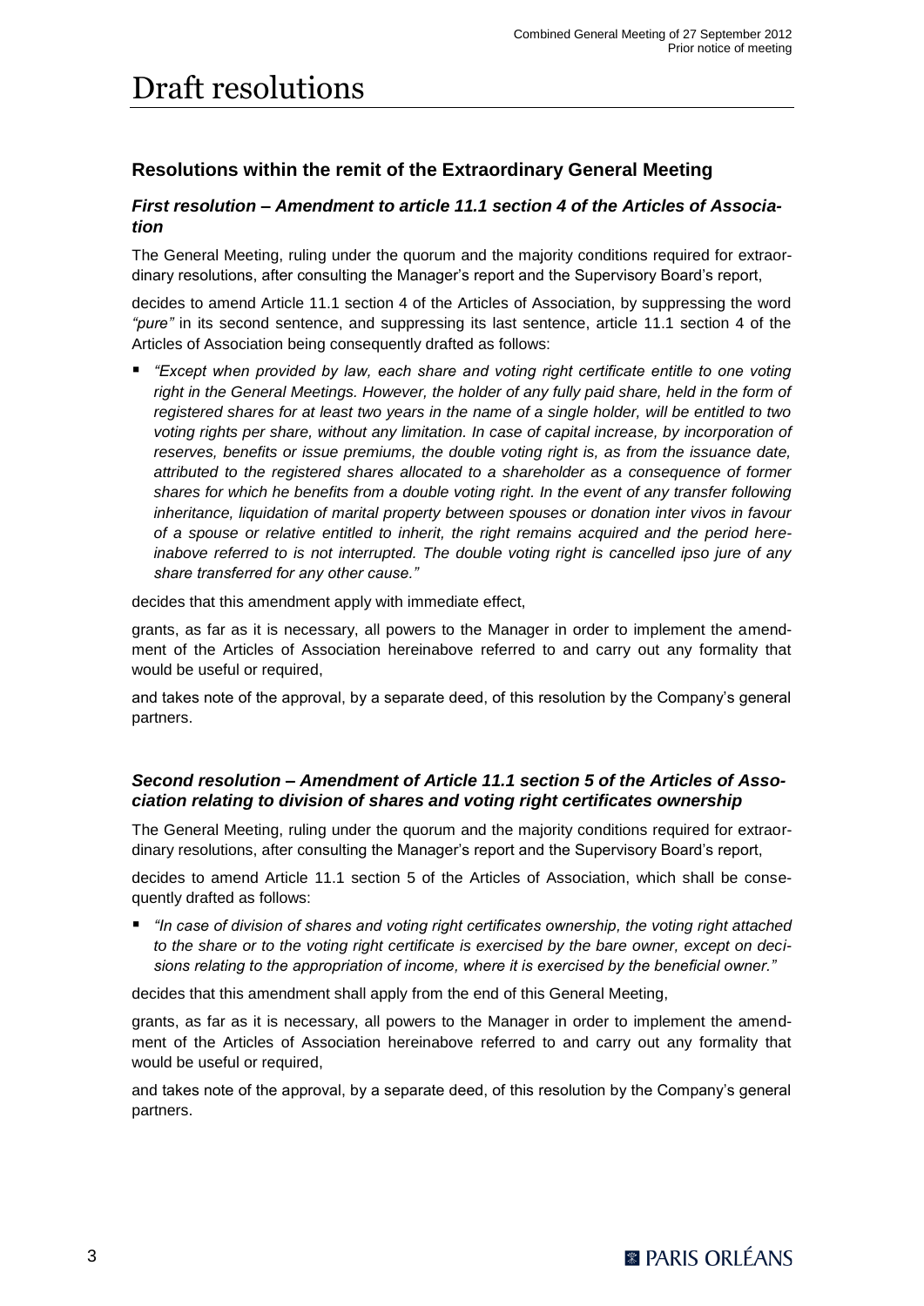# Draft resolutions

## Resolutions within the remit of the Extraordinary General Meeting

### *First resolution – Amendment to article 11.1 section 4 of the Articles of Association*

The General Meeting, ruling under the quorum and the majority conditions required for extraordinary resolutions, after consulting the Manager's report and the Supervisory Board's report,

decides to amend Article 11.1 section 4 of the Articles of Association, by suppressing the word *"pure"* in its second sentence, and suppressing its last sentence, article 11.1 section 4 of the Articles of Association being consequently drafted as follows:

- *"Except when provided by law, each share and voting right certificate entitle to one voting right in the General Meetings. However, the holder of any fully paid share, held in the form of registered shares for at least two years in the name of a single holder, will be entitled to two voting rights per share, without any limitation. In case of capital increase, by incorporation of reserves, benefits or issue premiums, the double voting right is, as from the issuance date, attributed to the registered shares allocated to a shareholder as a consequence of former shares for which he benefits from a double voting right. In the event of any transfer following inheritance, liquidation of marital property between spouses or donation inter vivos in favour of a spouse or relative entitled to inherit, the right remains acquired and the period hereinabove referred to is not interrupted. The double voting right is cancelled ipso jure of any share transferred for any other cause."*

decides that this amendment apply with immediate effect,

grants, as far as it is necessary, all powers to the Manager in order to implement the amendment of the Articles of Association hereinabove referred to and carry out any formality that would be useful or required,

and takes note of the approval, by a separate deed, of this resolution by the Company's general partners.

### *Second resolution – Amendment of Article 11.1 section 5 of the Articles of Association relating to division of shares and voting right certificates ownership*

The General Meeting, ruling under the quorum and the majority conditions required for extraordinary resolutions, after consulting the Manager's report and the Supervisory Board's report,

decides to amend Article 11.1 section 5 of the Articles of Association, which shall be consequently drafted as follows:

- *"In case of division of shares and voting right certificates ownership, the voting right attached to the share or to the voting right certificate is exercised by the bare owner, except on decisions relating to the appropriation of income, where it is exercised by the beneficial owner."*

decides that this amendment shall apply from the end of this General Meeting,

grants, as far as it is necessary, all powers to the Manager in order to implement the amendment of the Articles of Association hereinabove referred to and carry out any formality that would be useful or required,

and takes note of the approval, by a separate deed, of this resolution by the Company's general partners.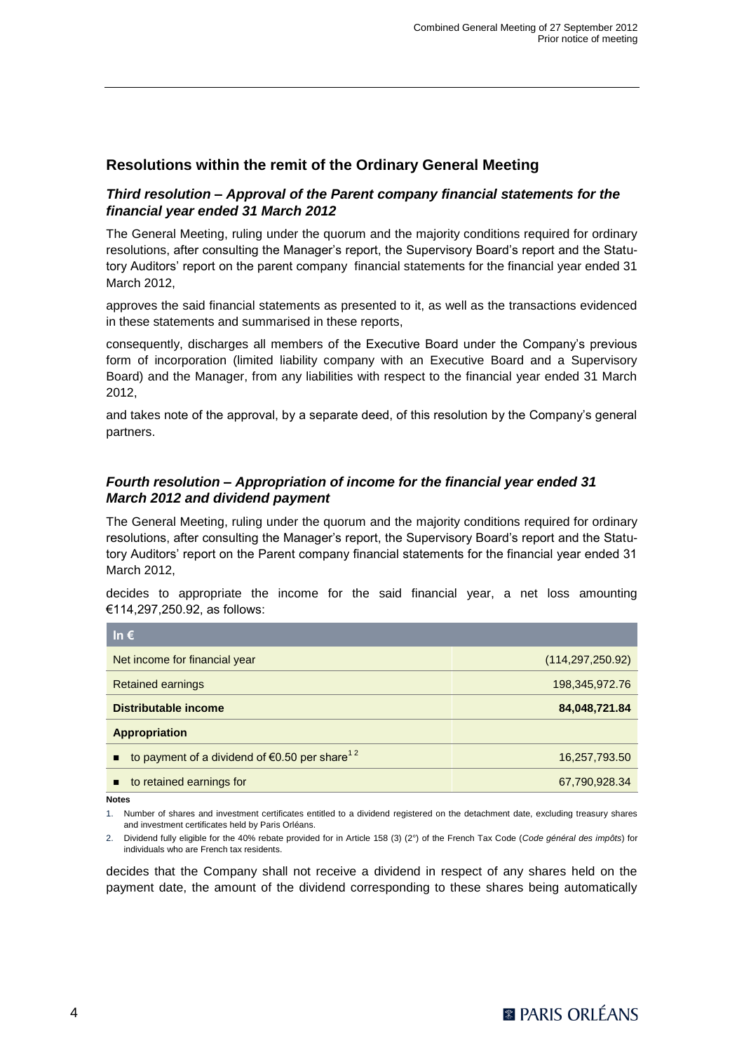## Resolutions within the remit of the Ordinary General Meeting

### *Third resolution – Approval of the Parent company financial statements for the financial year ended 31 March 2012*

The General Meeting, ruling under the quorum and the majority conditions required for ordinary resolutions, after consulting the Manager's report, the Supervisory Board's report and the Statutory Auditors' report on the parent company financial statements for the financial year ended 31 March 2012,

approves the said financial statements as presented to it, as well as the transactions evidenced in these statements and summarised in these reports,

consequently, discharges all members of the Executive Board under the Company's previous form of incorporation (limited liability company with an Executive Board and a Supervisory Board) and the Manager, from any liabilities with respect to the financial year ended 31 March 2012,

and takes note of the approval, by a separate deed, of this resolution by the Company's general partners.

### *Fourth resolution – Appropriation of income for the financial year ended 31 March 2012 and dividend payment*

The General Meeting, ruling under the quorum and the majority conditions required for ordinary resolutions, after consulting the Manager's report, the Supervisory Board's report and the Statutory Auditors' report on the Parent company financial statements for the financial year ended 31 March 2012,

decides to appropriate the income for the said financial year, a net loss amounting €114,297,250.92, as follows:

| In € | |
|---|---|
| Net income for financial year | (114,297,250.92) |
| Retained earnings | 198,345,972.76 |
| **Distributable income** | **84,048,721.84** |
| **Appropriation** | |
| ■ to payment of a dividend of €0.50 per share[1 2] | 16,257,793.50 |
| ■ to retained earnings for | 67,790,928.34 |

**Notes**

1. Number of shares and investment certificates entitled to a dividend registered on the detachment date, excluding treasury shares and investment certificates held by Paris Orléans.
2. Dividend fully eligible for the 40% rebate provided for in Article 158 (3) (2°) of the French Tax Code (*Code général des impôts*) for individuals who are French tax residents.

decides that the Company shall not receive a dividend in respect of any shares held on the payment date, the amount of the dividend corresponding to these shares being automatically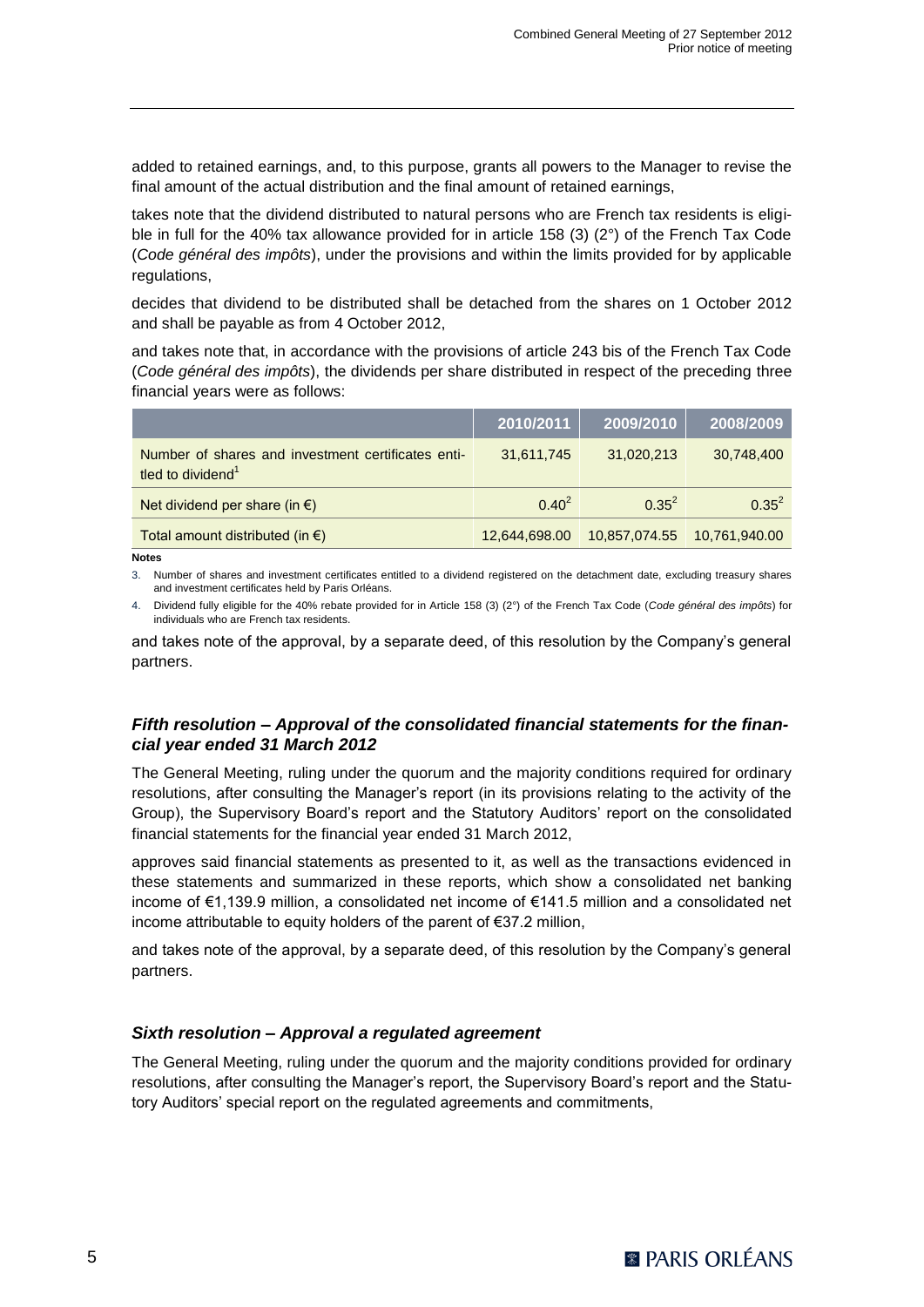added to retained earnings, and, to this purpose, grants all powers to the Manager to revise the final amount of the actual distribution and the final amount of retained earnings,

takes note that the dividend distributed to natural persons who are French tax residents is eligible in full for the 40% tax allowance provided for in article 158 (3) (2°) of the French Tax Code (*Code général des impôts*), under the provisions and within the limits provided for by applicable regulations,

decides that dividend to be distributed shall be detached from the shares on 1 October 2012 and shall be payable as from 4 October 2012,

and takes note that, in accordance with the provisions of article 243 bis of the French Tax Code (*Code général des impôts*), the dividends per share distributed in respect of the preceding three financial years were as follows:

| | 2010/2011 | 2009/2010 | 2008/2009 |
|---|---|---|---|
| Number of shares and investment certificates entitled to dividend[1] | 31,611,745 | 31,020,213 | 30,748,400 |
| Net dividend per share (in €) | 0.40[2] | 0.35[2] | 0.35[2] |
| Total amount distributed (in €) | 12,644,698.00 | 10,857,074.55 | 10,761,940.00 |

**Notes**

3. Number of shares and investment certificates entitled to a dividend registered on the detachment date, excluding treasury shares and investment certificates held by Paris Orléans.
4. Dividend fully eligible for the 40% rebate provided for in Article 158 (3) (2°) of the French Tax Code (*Code général des impôts*) for individuals who are French tax residents.

and takes note of the approval, by a separate deed, of this resolution by the Company's general partners.

### *Fifth resolution – Approval of the consolidated financial statements for the financial year ended 31 March 2012*

The General Meeting, ruling under the quorum and the majority conditions required for ordinary resolutions, after consulting the Manager's report (in its provisions relating to the activity of the Group), the Supervisory Board's report and the Statutory Auditors' report on the consolidated financial statements for the financial year ended 31 March 2012,

approves said financial statements as presented to it, as well as the transactions evidenced in these statements and summarized in these reports, which show a consolidated net banking income of €1,139.9 million, a consolidated net income of €141.5 million and a consolidated net income attributable to equity holders of the parent of €37.2 million,

and takes note of the approval, by a separate deed, of this resolution by the Company's general partners.

### *Sixth resolution – Approval a regulated agreement*

The General Meeting, ruling under the quorum and the majority conditions provided for ordinary resolutions, after consulting the Manager's report, the Supervisory Board's report and the Statutory Auditors' special report on the regulated agreements and commitments,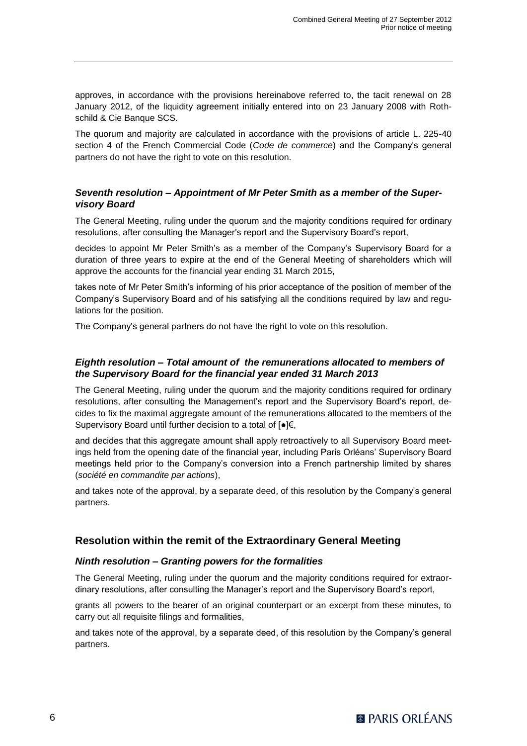approves, in accordance with the provisions hereinabove referred to, the tacit renewal on 28 January 2012, of the liquidity agreement initially entered into on 23 January 2008 with Rothschild & Cie Banque SCS.

The quorum and majority are calculated in accordance with the provisions of article L. 225-40 section 4 of the French Commercial Code (*Code de commerce*) and the Company's general partners do not have the right to vote on this resolution.

### *Seventh resolution – Appointment of Mr Peter Smith as a member of the Supervisory Board*

The General Meeting, ruling under the quorum and the majority conditions required for ordinary resolutions, after consulting the Manager's report and the Supervisory Board's report,

decides to appoint Mr Peter Smith's as a member of the Company's Supervisory Board for a duration of three years to expire at the end of the General Meeting of shareholders which will approve the accounts for the financial year ending 31 March 2015,

takes note of Mr Peter Smith's informing of his prior acceptance of the position of member of the Company's Supervisory Board and of his satisfying all the conditions required by law and regulations for the position.

The Company's general partners do not have the right to vote on this resolution.

### *Eighth resolution – Total amount of the remunerations allocated to members of the Supervisory Board for the financial year ended 31 March 2013*

The General Meeting, ruling under the quorum and the majority conditions required for ordinary resolutions, after consulting the Management's report and the Supervisory Board's report, decides to fix the maximal aggregate amount of the remunerations allocated to the members of the Supervisory Board until further decision to a total of [●]€,

and decides that this aggregate amount shall apply retroactively to all Supervisory Board meetings held from the opening date of the financial year, including Paris Orléans' Supervisory Board meetings held prior to the Company's conversion into a French partnership limited by shares (*société en commandite par actions*),

and takes note of the approval, by a separate deed, of this resolution by the Company's general partners.

## Resolution within the remit of the Extraordinary General Meeting

### *Ninth resolution – Granting powers for the formalities*

The General Meeting, ruling under the quorum and the majority conditions required for extraordinary resolutions, after consulting the Manager's report and the Supervisory Board's report,

grants all powers to the bearer of an original counterpart or an excerpt from these minutes, to carry out all requisite filings and formalities,

and takes note of the approval, by a separate deed, of this resolution by the Company's general partners.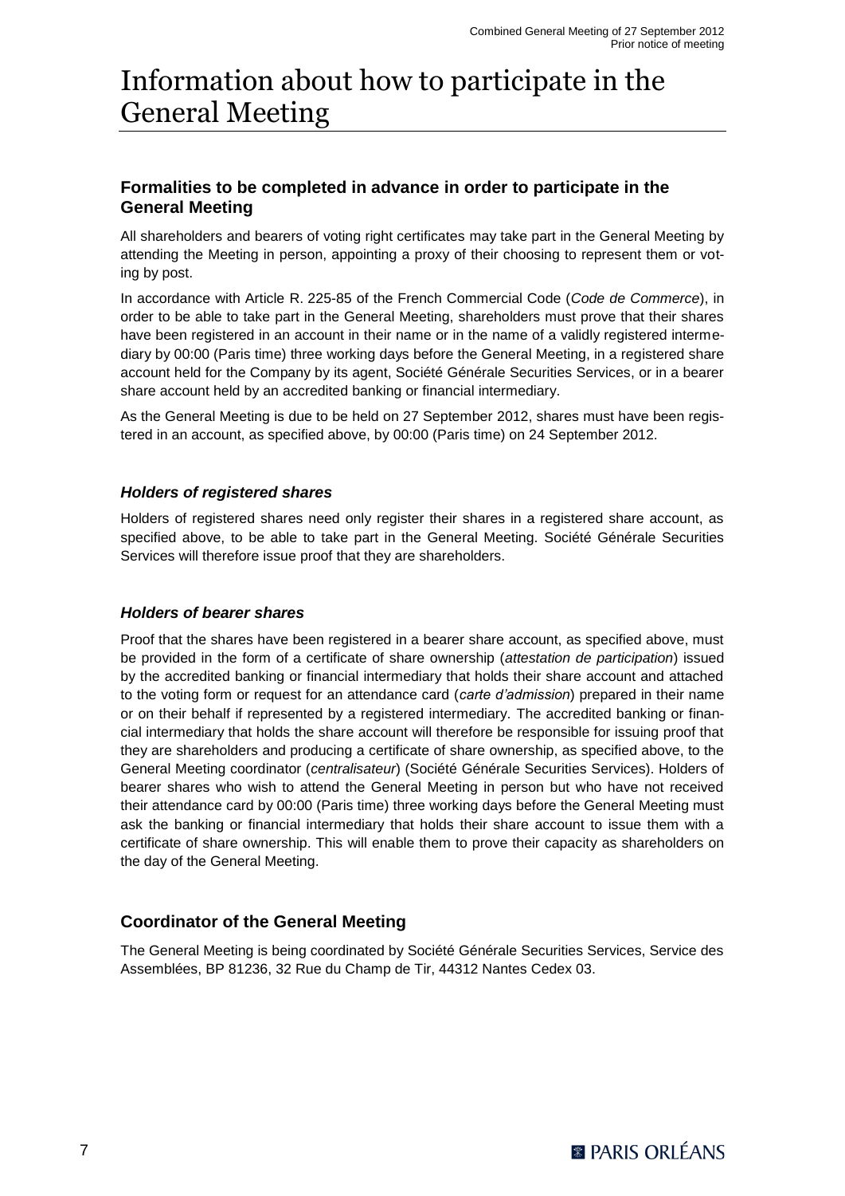# Information about how to participate in the General Meeting

## Formalities to be completed in advance in order to participate in the General Meeting

All shareholders and bearers of voting right certificates may take part in the General Meeting by attending the Meeting in person, appointing a proxy of their choosing to represent them or voting by post.

In accordance with Article R. 225-85 of the French Commercial Code (*Code de Commerce*), in order to be able to take part in the General Meeting, shareholders must prove that their shares have been registered in an account in their name or in the name of a validly registered intermediary by 00:00 (Paris time) three working days before the General Meeting, in a registered share account held for the Company by its agent, Société Générale Securities Services, or in a bearer share account held by an accredited banking or financial intermediary.

As the General Meeting is due to be held on 27 September 2012, shares must have been registered in an account, as specified above, by 00:00 (Paris time) on 24 September 2012.

### *Holders of registered shares*

Holders of registered shares need only register their shares in a registered share account, as specified above, to be able to take part in the General Meeting. Société Générale Securities Services will therefore issue proof that they are shareholders.

### *Holders of bearer shares*

Proof that the shares have been registered in a bearer share account, as specified above, must be provided in the form of a certificate of share ownership (*attestation de participation*) issued by the accredited banking or financial intermediary that holds their share account and attached to the voting form or request for an attendance card (*carte d'admission*) prepared in their name or on their behalf if represented by a registered intermediary. The accredited banking or financial intermediary that holds the share account will therefore be responsible for issuing proof that they are shareholders and producing a certificate of share ownership, as specified above, to the General Meeting coordinator (*centralisateur*) (Société Générale Securities Services). Holders of bearer shares who wish to attend the General Meeting in person but who have not received their attendance card by 00:00 (Paris time) three working days before the General Meeting must ask the banking or financial intermediary that holds their share account to issue them with a certificate of share ownership. This will enable them to prove their capacity as shareholders on the day of the General Meeting.

## Coordinator of the General Meeting

The General Meeting is being coordinated by Société Générale Securities Services, Service des Assemblées, BP 81236, 32 Rue du Champ de Tir, 44312 Nantes Cedex 03.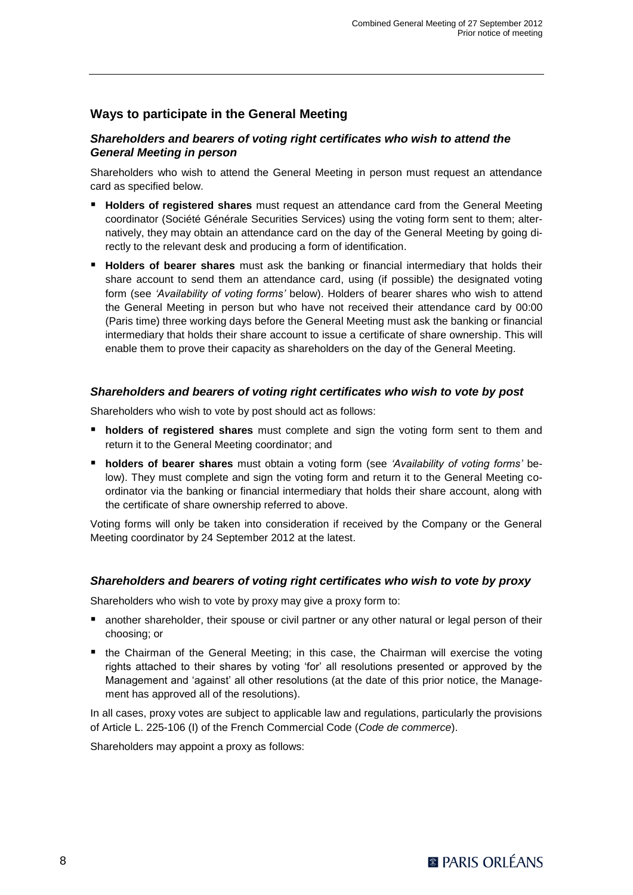## Ways to participate in the General Meeting

### *Shareholders and bearers of voting right certificates who wish to attend the General Meeting in person*

Shareholders who wish to attend the General Meeting in person must request an attendance card as specified below.

- **Holders of registered shares** must request an attendance card from the General Meeting coordinator (Société Générale Securities Services) using the voting form sent to them; alternatively, they may obtain an attendance card on the day of the General Meeting by going directly to the relevant desk and producing a form of identification.
- **Holders of bearer shares** must ask the banking or financial intermediary that holds their share account to send them an attendance card, using (if possible) the designated voting form (see *'Availability of voting forms'* below). Holders of bearer shares who wish to attend the General Meeting in person but who have not received their attendance card by 00:00 (Paris time) three working days before the General Meeting must ask the banking or financial intermediary that holds their share account to issue a certificate of share ownership. This will enable them to prove their capacity as shareholders on the day of the General Meeting.

### *Shareholders and bearers of voting right certificates who wish to vote by post*

Shareholders who wish to vote by post should act as follows:

- **holders of registered shares** must complete and sign the voting form sent to them and return it to the General Meeting coordinator; and
- **holders of bearer shares** must obtain a voting form (see *'Availability of voting forms'* below). They must complete and sign the voting form and return it to the General Meeting coordinator via the banking or financial intermediary that holds their share account, along with the certificate of share ownership referred to above.

Voting forms will only be taken into consideration if received by the Company or the General Meeting coordinator by 24 September 2012 at the latest.

### *Shareholders and bearers of voting right certificates who wish to vote by proxy*

Shareholders who wish to vote by proxy may give a proxy form to:

- another shareholder, their spouse or civil partner or any other natural or legal person of their choosing; or
- the Chairman of the General Meeting; in this case, the Chairman will exercise the voting rights attached to their shares by voting 'for' all resolutions presented or approved by the Management and 'against' all other resolutions (at the date of this prior notice, the Management has approved all of the resolutions).

In all cases, proxy votes are subject to applicable law and regulations, particularly the provisions of Article L. 225-106 (I) of the French Commercial Code (*Code de commerce*).

Shareholders may appoint a proxy as follows: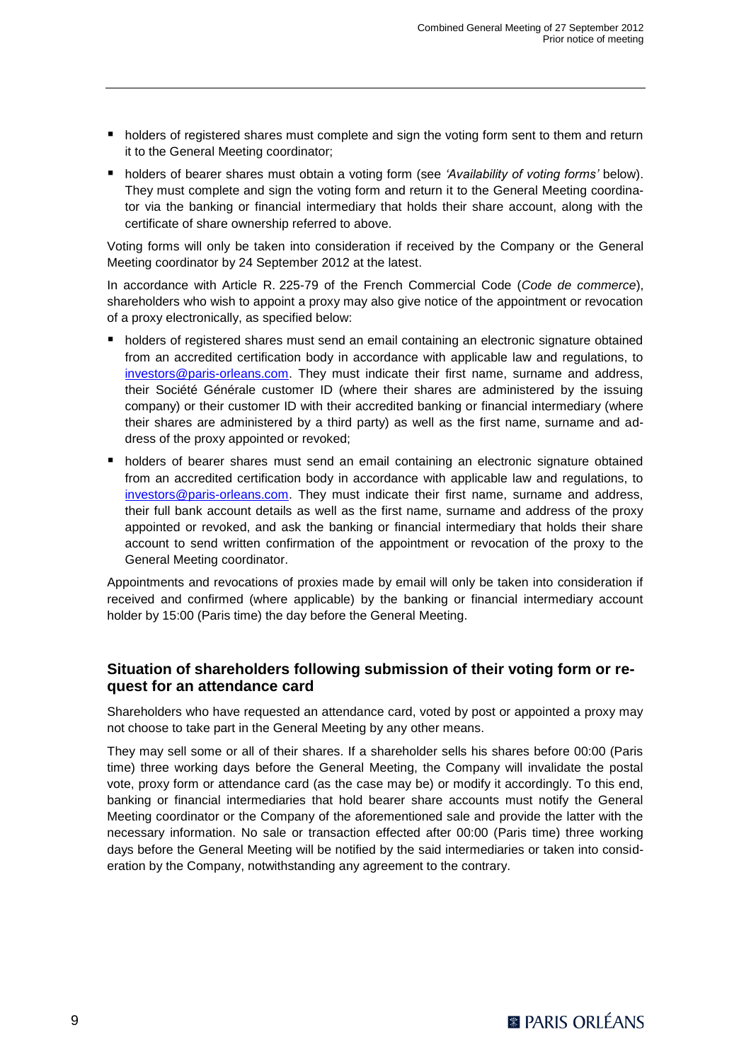- holders of registered shares must complete and sign the voting form sent to them and return it to the General Meeting coordinator;
- holders of bearer shares must obtain a voting form (see *'Availability of voting forms'* below). They must complete and sign the voting form and return it to the General Meeting coordinator via the banking or financial intermediary that holds their share account, along with the certificate of share ownership referred to above.

Voting forms will only be taken into consideration if received by the Company or the General Meeting coordinator by 24 September 2012 at the latest.

In accordance with Article R. 225-79 of the French Commercial Code (*Code de commerce*), shareholders who wish to appoint a proxy may also give notice of the appointment or revocation of a proxy electronically, as specified below:

- holders of registered shares must send an email containing an electronic signature obtained from an accredited certification body in accordance with applicable law and regulations, to investors@paris-orleans.com. They must indicate their first name, surname and address, their Société Générale customer ID (where their shares are administered by the issuing company) or their customer ID with their accredited banking or financial intermediary (where their shares are administered by a third party) as well as the first name, surname and address of the proxy appointed or revoked;
- holders of bearer shares must send an email containing an electronic signature obtained from an accredited certification body in accordance with applicable law and regulations, to investors@paris-orleans.com. They must indicate their first name, surname and address, their full bank account details as well as the first name, surname and address of the proxy appointed or revoked, and ask the banking or financial intermediary that holds their share account to send written confirmation of the appointment or revocation of the proxy to the General Meeting coordinator.

Appointments and revocations of proxies made by email will only be taken into consideration if received and confirmed (where applicable) by the banking or financial intermediary account holder by 15:00 (Paris time) the day before the General Meeting.

## Situation of shareholders following submission of their voting form or request for an attendance card

Shareholders who have requested an attendance card, voted by post or appointed a proxy may not choose to take part in the General Meeting by any other means.

They may sell some or all of their shares. If a shareholder sells his shares before 00:00 (Paris time) three working days before the General Meeting, the Company will invalidate the postal vote, proxy form or attendance card (as the case may be) or modify it accordingly. To this end, banking or financial intermediaries that hold bearer share accounts must notify the General Meeting coordinator or the Company of the aforementioned sale and provide the latter with the necessary information. No sale or transaction effected after 00:00 (Paris time) three working days before the General Meeting will be notified by the said intermediaries or taken into consideration by the Company, notwithstanding any agreement to the contrary.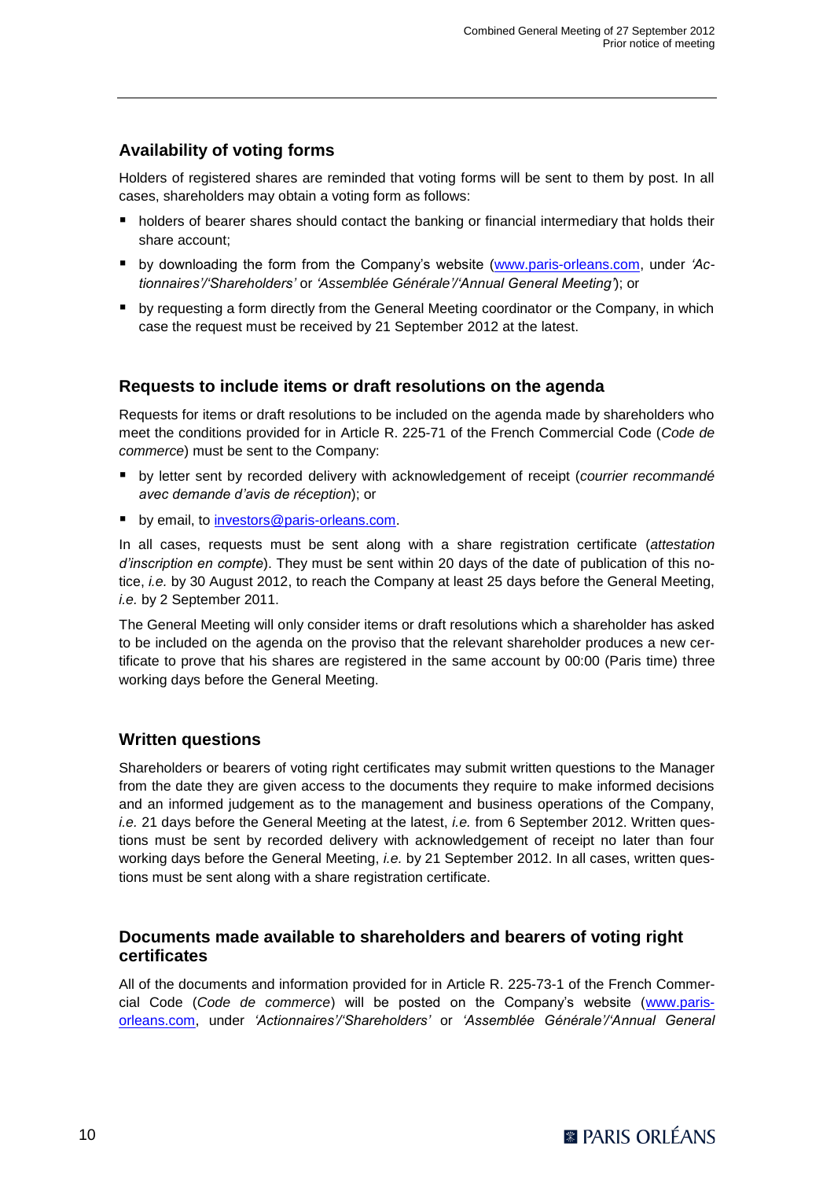## Availability of voting forms

Holders of registered shares are reminded that voting forms will be sent to them by post. In all cases, shareholders may obtain a voting form as follows:

- holders of bearer shares should contact the banking or financial intermediary that holds their share account;
- by downloading the form from the Company's website (www.paris-orleans.com, under *'Actionnaires'/'Shareholders'* or *'Assemblée Générale'/'Annual General Meeting'*); or
- by requesting a form directly from the General Meeting coordinator or the Company, in which case the request must be received by 21 September 2012 at the latest.

## Requests to include items or draft resolutions on the agenda

Requests for items or draft resolutions to be included on the agenda made by shareholders who meet the conditions provided for in Article R. 225-71 of the French Commercial Code (*Code de commerce*) must be sent to the Company:

- by letter sent by recorded delivery with acknowledgement of receipt (*courrier recommandé avec demande d'avis de réception*); or
- by email, to investors@paris-orleans.com.

In all cases, requests must be sent along with a share registration certificate (*attestation d'inscription en compte*). They must be sent within 20 days of the date of publication of this notice, *i.e.* by 30 August 2012, to reach the Company at least 25 days before the General Meeting, *i.e.* by 2 September 2011.

The General Meeting will only consider items or draft resolutions which a shareholder has asked to be included on the agenda on the proviso that the relevant shareholder produces a new certificate to prove that his shares are registered in the same account by 00:00 (Paris time) three working days before the General Meeting.

## Written questions

Shareholders or bearers of voting right certificates may submit written questions to the Manager from the date they are given access to the documents they require to make informed decisions and an informed judgement as to the management and business operations of the Company, *i.e.* 21 days before the General Meeting at the latest, *i.e.* from 6 September 2012. Written questions must be sent by recorded delivery with acknowledgement of receipt no later than four working days before the General Meeting, *i.e.* by 21 September 2012. In all cases, written questions must be sent along with a share registration certificate.

## Documents made available to shareholders and bearers of voting right certificates

All of the documents and information provided for in Article R. 225-73-1 of the French Commercial Code (*Code de commerce*) will be posted on the Company's website (www.paris-orleans.com, under *'Actionnaires'/'Shareholders'* or *'Assemblée Générale'/'Annual General*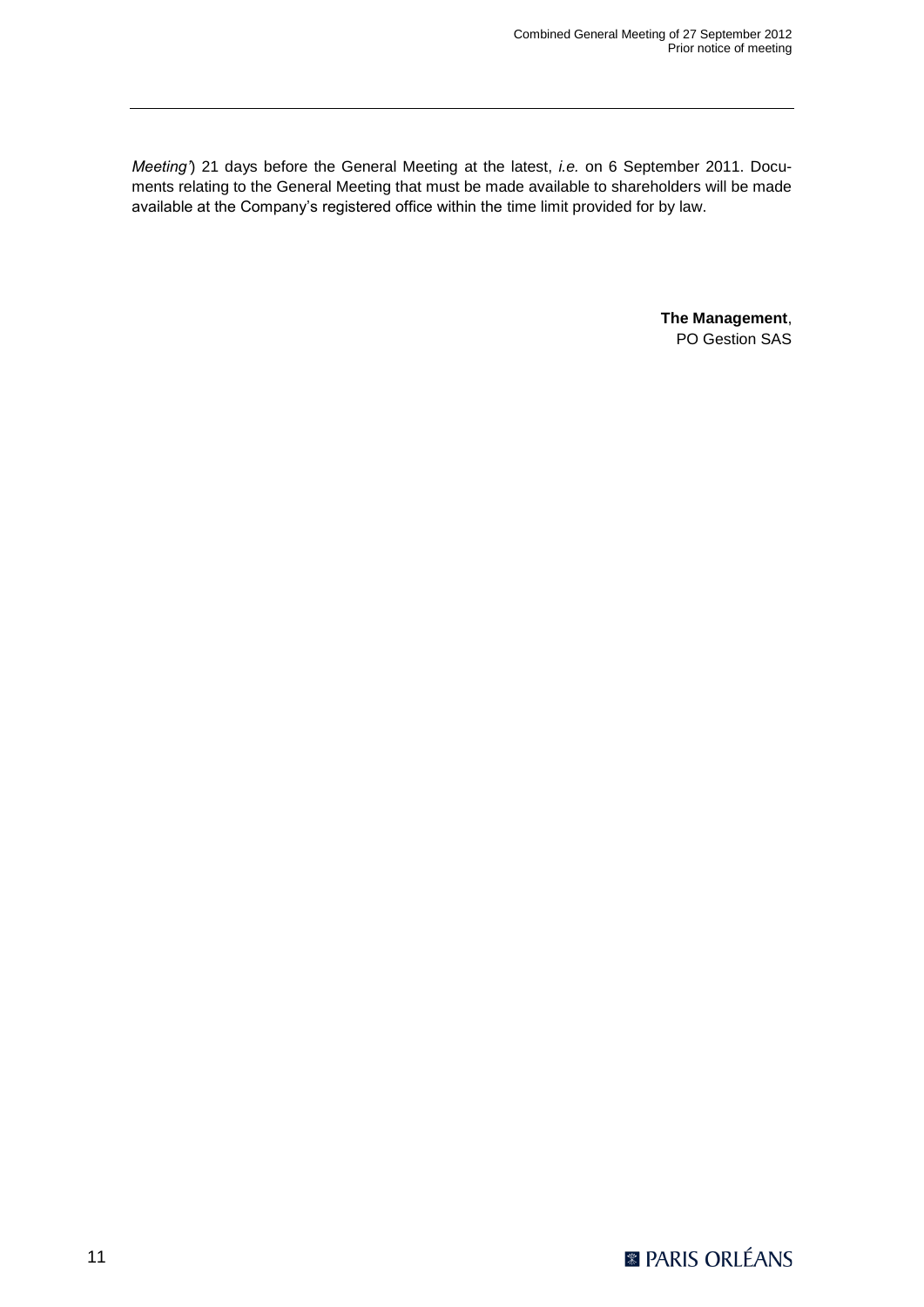*Meeting'*) 21 days before the General Meeting at the latest, *i.e.* on 6 September 2011. Documents relating to the General Meeting that must be made available to shareholders will be made available at the Company's registered office within the time limit provided for by law.

**The Management**,
PO Gestion SAS